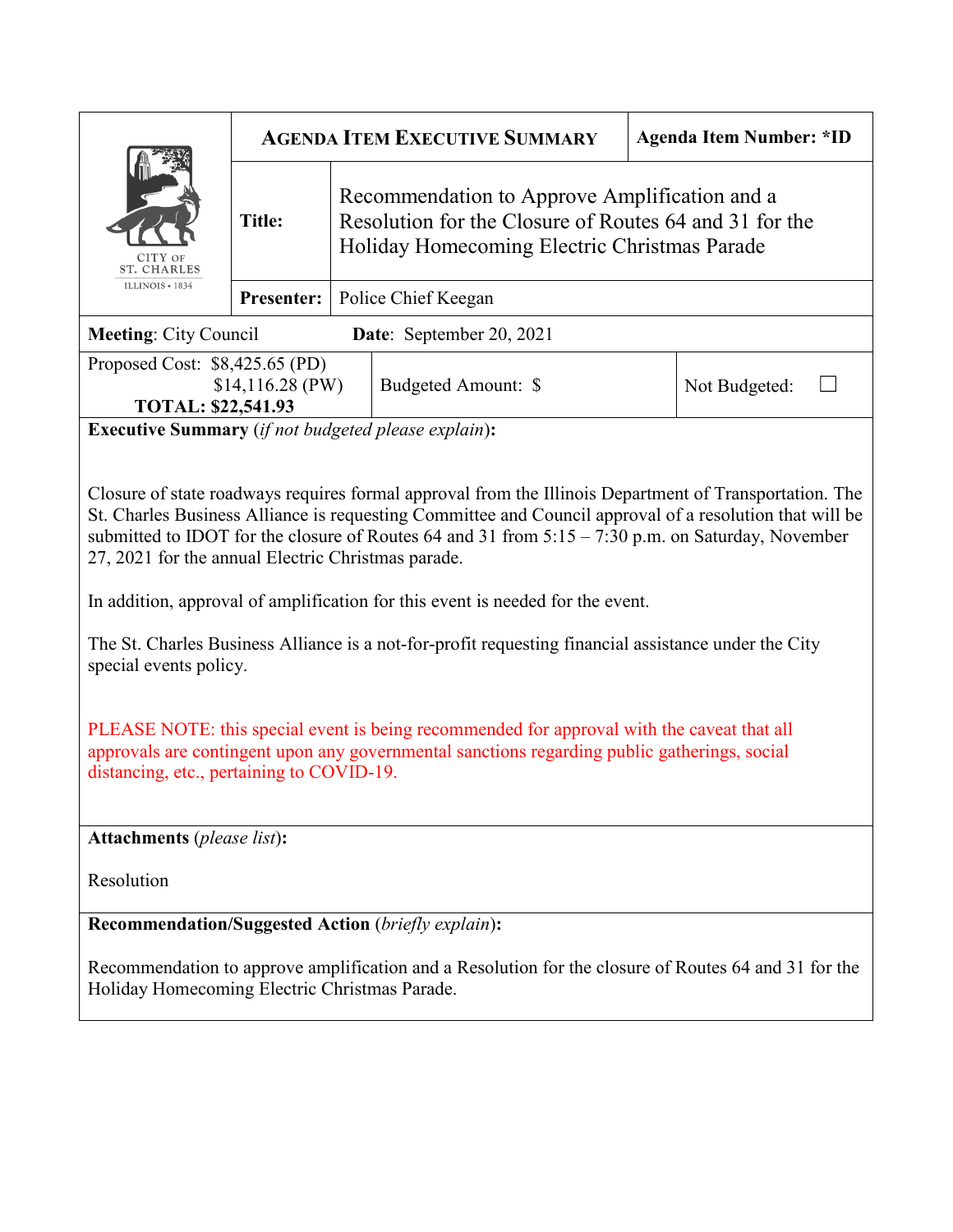CITY OF ST. CHARLES
ILLINOIS • 1834

| **AGENDA ITEM EXECUTIVE SUMMARY** | | **Agenda Item Number: *ID** |
|---|---|---|
| **Title:** | Recommendation to Approve Amplification and a Resolution for the Closure of Routes 64 and 31 for the Holiday Homecoming Electric Christmas Parade | |
| **Presenter:** | Police Chief Keegan | |

**Meeting**: City Council **Date**: September 20, 2021

| Proposed Cost: $8,425.65 (PD) $14,116.28 (PW) **TOTAL: $22,541.93** | Budgeted Amount: $ | Not Budgeted: ☐ |
|---|---|---|

**Executive Summary** (*if not budgeted please explain*):

Closure of state roadways requires formal approval from the Illinois Department of Transportation. The St. Charles Business Alliance is requesting Committee and Council approval of a resolution that will be submitted to IDOT for the closure of Routes 64 and 31 from 5:15 – 7:30 p.m. on Saturday, November 27, 2021 for the annual Electric Christmas parade.

In addition, approval of amplification for this event is needed for the event.

The St. Charles Business Alliance is a not-for-profit requesting financial assistance under the City special events policy.

PLEASE NOTE: this special event is being recommended for approval with the caveat that all approvals are contingent upon any governmental sanctions regarding public gatherings, social distancing, etc., pertaining to COVID-19.

**Attachments** (*please list*):

Resolution

**Recommendation/Suggested Action** (*briefly explain*):

Recommendation to approve amplification and a Resolution for the closure of Routes 64 and 31 for the Holiday Homecoming Electric Christmas Parade.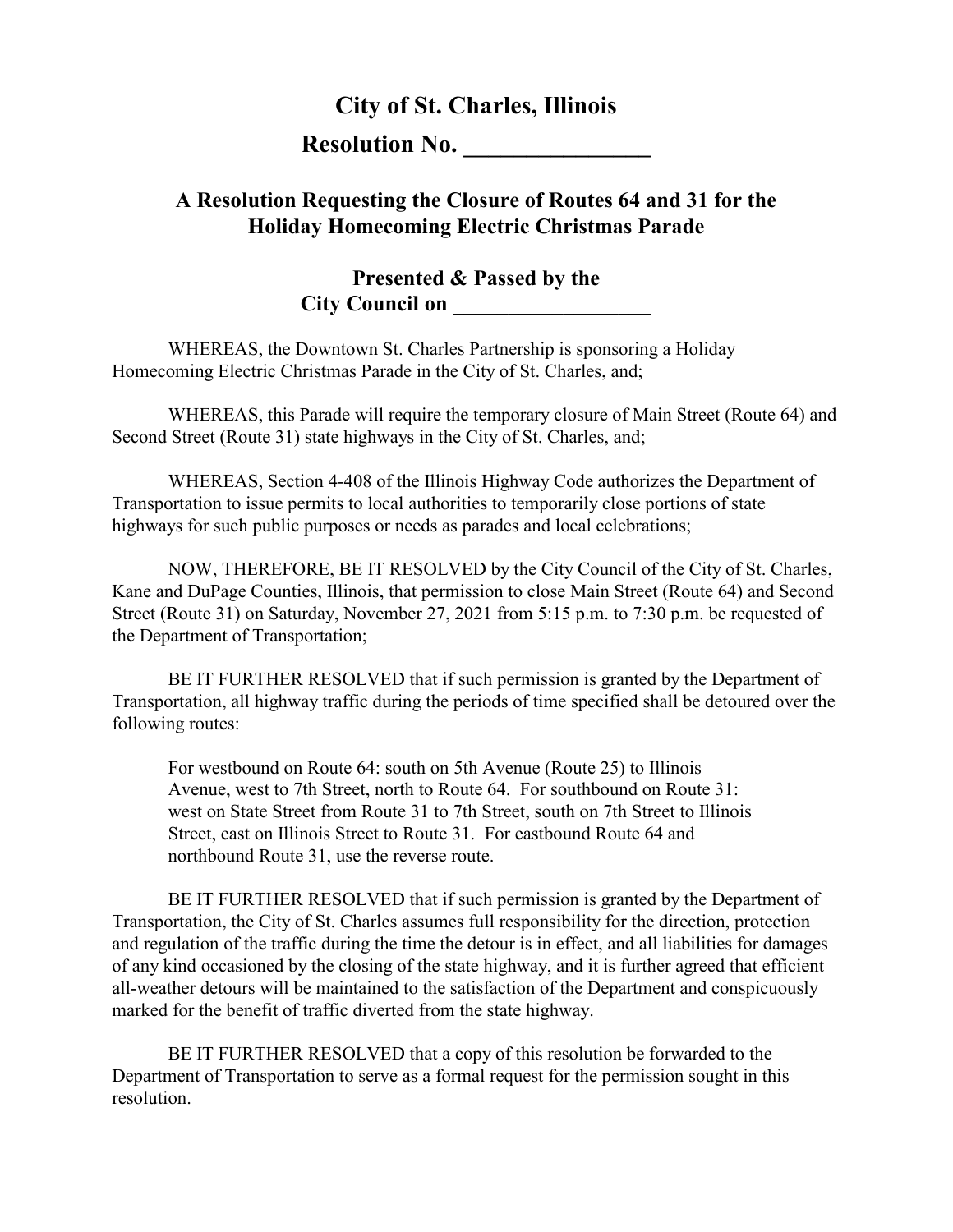# City of St. Charles, Illinois

## Resolution No. _______________

### A Resolution Requesting the Closure of Routes 64 and 31 for the Holiday Homecoming Electric Christmas Parade

**Presented & Passed by the City Council on _________________**

WHEREAS, the Downtown St. Charles Partnership is sponsoring a Holiday Homecoming Electric Christmas Parade in the City of St. Charles, and;

WHEREAS, this Parade will require the temporary closure of Main Street (Route 64) and Second Street (Route 31) state highways in the City of St. Charles, and;

WHEREAS, Section 4-408 of the Illinois Highway Code authorizes the Department of Transportation to issue permits to local authorities to temporarily close portions of state highways for such public purposes or needs as parades and local celebrations;

NOW, THEREFORE, BE IT RESOLVED by the City Council of the City of St. Charles, Kane and DuPage Counties, Illinois, that permission to close Main Street (Route 64) and Second Street (Route 31) on Saturday, November 27, 2021 from 5:15 p.m. to 7:30 p.m. be requested of the Department of Transportation;

BE IT FURTHER RESOLVED that if such permission is granted by the Department of Transportation, all highway traffic during the periods of time specified shall be detoured over the following routes:

> For westbound on Route 64: south on 5th Avenue (Route 25) to Illinois Avenue, west to 7th Street, north to Route 64. For southbound on Route 31: west on State Street from Route 31 to 7th Street, south on 7th Street to Illinois Street, east on Illinois Street to Route 31. For eastbound Route 64 and northbound Route 31, use the reverse route.

BE IT FURTHER RESOLVED that if such permission is granted by the Department of Transportation, the City of St. Charles assumes full responsibility for the direction, protection and regulation of the traffic during the time the detour is in effect, and all liabilities for damages of any kind occasioned by the closing of the state highway, and it is further agreed that efficient all-weather detours will be maintained to the satisfaction of the Department and conspicuously marked for the benefit of traffic diverted from the state highway.

BE IT FURTHER RESOLVED that a copy of this resolution be forwarded to the Department of Transportation to serve as a formal request for the permission sought in this resolution.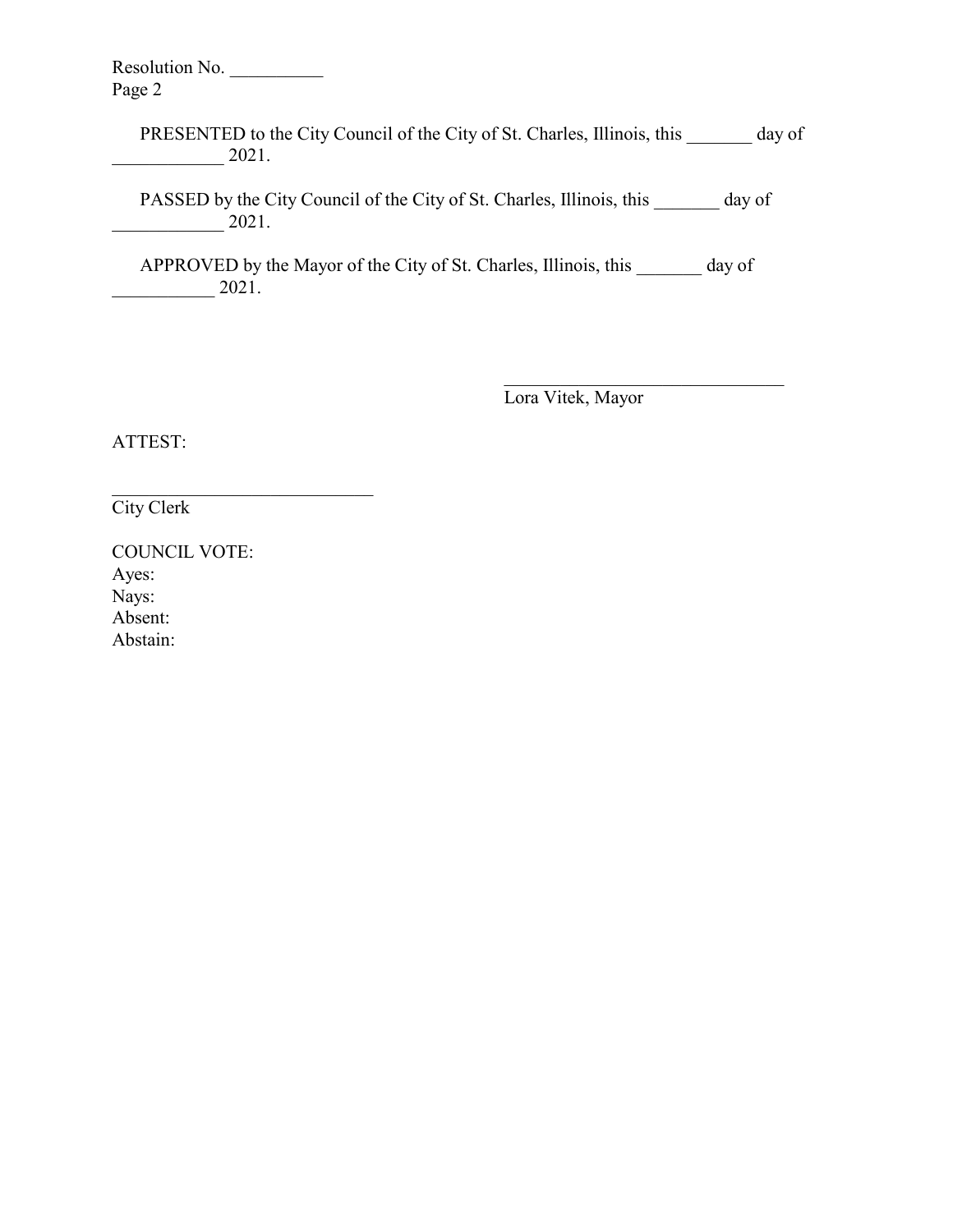PRESENTED to the City Council of the City of St. Charles, Illinois, this _______ day of ____________ 2021.

PASSED by the City Council of the City of St. Charles, Illinois, this _______ day of ____________ 2021.

APPROVED by the Mayor of the City of St. Charles, Illinois, this _______ day of ___________ 2021.

______________________________
Lora Vitek, Mayor

ATTEST:

______________________________
City Clerk

COUNCIL VOTE:
Ayes:
Nays:
Absent:
Abstain: